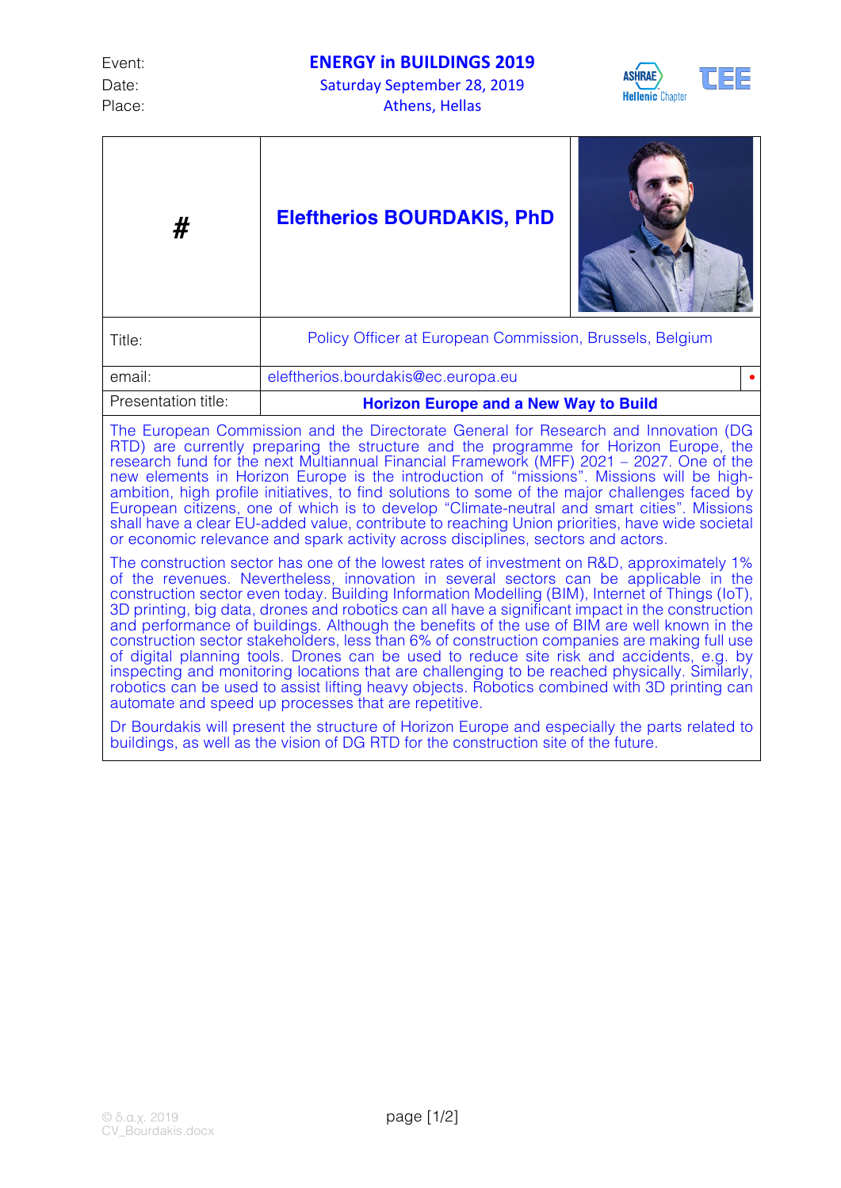Event: **ENERGY in BUILDINGS 2019**
Date: Saturday September 28, 2019
Place: Athens, Hellas

| # | **Eleftherios BOURDAKIS, PhD** |
|---|---|
| Title: | Policy Officer at European Commission, Brussels, Belgium |
| email: | eleftherios.bourdakis@ec.europa.eu |
| Presentation title: | **Horizon Europe and a New Way to Build** |

The European Commission and the Directorate General for Research and Innovation (DG RTD) are currently preparing the structure and the programme for Horizon Europe, the research fund for the next Multiannual Financial Framework (MFF) 2021 – 2027. One of the new elements in Horizon Europe is the introduction of "missions". Missions will be high-ambition, high profile initiatives, to find solutions to some of the major challenges faced by European citizens, one of which is to develop "Climate-neutral and smart cities". Missions shall have a clear EU-added value, contribute to reaching Union priorities, have wide societal or economic relevance and spark activity across disciplines, sectors and actors.

The construction sector has one of the lowest rates of investment on R&D, approximately 1% of the revenues. Nevertheless, innovation in several sectors can be applicable in the construction sector even today. Building Information Modelling (BIM), Internet of Things (IoT), 3D printing, big data, drones and robotics can all have a significant impact in the construction and performance of buildings. Although the benefits of the use of BIM are well known in the construction sector stakeholders, less than 6% of construction companies are making full use of digital planning tools. Drones can be used to reduce site risk and accidents, e.g. by inspecting and monitoring locations that are challenging to be reached physically. Similarly, robotics can be used to assist lifting heavy objects. Robotics combined with 3D printing can automate and speed up processes that are repetitive.

Dr Bourdakis will present the structure of Horizon Europe and especially the parts related to buildings, as well as the vision of DG RTD for the construction site of the future.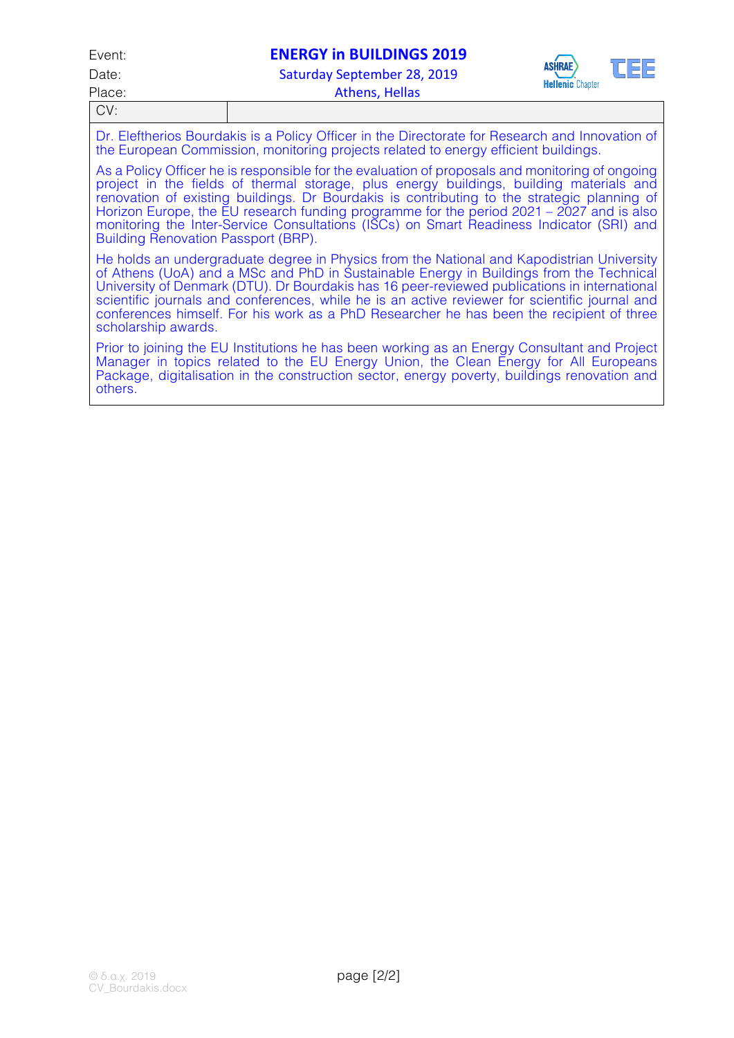| Event: | ENERGY in BUILDINGS 2019 |
|---|---|
| Date: | Saturday September 28, 2019 |
| Place: | Athens, Hellas |

| CV: | |
|---|---|

Dr. Eleftherios Bourdakis is a Policy Officer in the Directorate for Research and Innovation of the European Commission, monitoring projects related to energy efficient buildings.

As a Policy Officer he is responsible for the evaluation of proposals and monitoring of ongoing project in the fields of thermal storage, plus energy buildings, building materials and renovation of existing buildings. Dr Bourdakis is contributing to the strategic planning of Horizon Europe, the EU research funding programme for the period 2021 – 2027 and is also monitoring the Inter-Service Consultations (ISCs) on Smart Readiness Indicator (SRI) and Building Renovation Passport (BRP).

He holds an undergraduate degree in Physics from the National and Kapodistrian University of Athens (UoA) and a MSc and PhD in Sustainable Energy in Buildings from the Technical University of Denmark (DTU). Dr Bourdakis has 16 peer-reviewed publications in international scientific journals and conferences, while he is an active reviewer for scientific journal and conferences himself. For his work as a PhD Researcher he has been the recipient of three scholarship awards.

Prior to joining the EU Institutions he has been working as an Energy Consultant and Project Manager in topics related to the EU Energy Union, the Clean Energy for All Europeans Package, digitalisation in the construction sector, energy poverty, buildings renovation and others.